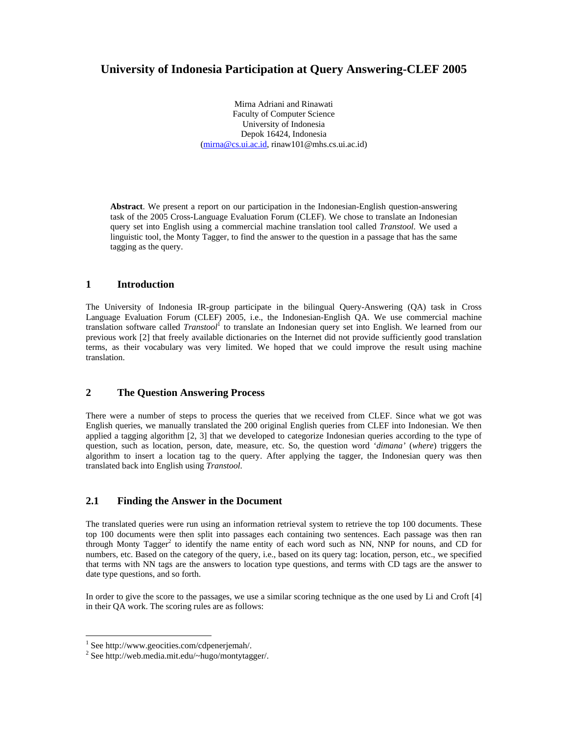# University of Indonesia Participation at Query Answering-CLEF 2005

Mirna Adriani and Rinawati
Faculty of Computer Science
University of Indonesia
Depok 16424, Indonesia
(mirna@cs.ui.ac.id, rinaw101@mhs.cs.ui.ac.id)

**Abstract**. We present a report on our participation in the Indonesian-English question-answering task of the 2005 Cross-Language Evaluation Forum (CLEF). We chose to translate an Indonesian query set into English using a commercial machine translation tool called *Transtool*. We used a linguistic tool, the Monty Tagger, to find the answer to the question in a passage that has the same tagging as the query.

## 1 Introduction

The University of Indonesia IR-group participate in the bilingual Query-Answering (QA) task in Cross Language Evaluation Forum (CLEF) 2005, i.e., the Indonesian-English QA. We use commercial machine translation software called *Transtool*[1] to translate an Indonesian query set into English. We learned from our previous work [2] that freely available dictionaries on the Internet did not provide sufficiently good translation terms, as their vocabulary was very limited. We hoped that we could improve the result using machine translation.

## 2 The Question Answering Process

There were a number of steps to process the queries that we received from CLEF. Since what we got was English queries, we manually translated the 200 original English queries from CLEF into Indonesian. We then applied a tagging algorithm [2, 3] that we developed to categorize Indonesian queries according to the type of question, such as location, person, date, measure, etc. So, the question word '*dimana*' (*where*) triggers the algorithm to insert a location tag to the query. After applying the tagger, the Indonesian query was then translated back into English using *Transtool*.

## 2.1 Finding the Answer in the Document

The translated queries were run using an information retrieval system to retrieve the top 100 documents. These top 100 documents were then split into passages each containing two sentences. Each passage was then ran through Monty Tagger[2] to identify the name entity of each word such as NN, NNP for nouns, and CD for numbers, etc. Based on the category of the query, i.e., based on its query tag: location, person, etc., we specified that terms with NN tags are the answers to location type questions, and terms with CD tags are the answer to date type questions, and so forth.

In order to give the score to the passages, we use a similar scoring technique as the one used by Li and Croft [4] in their QA work. The scoring rules are as follows:

[1] See http://www.geocities.com/cdpenerjemah/.
[2] See http://web.media.mit.edu/~hugo/montytagger/.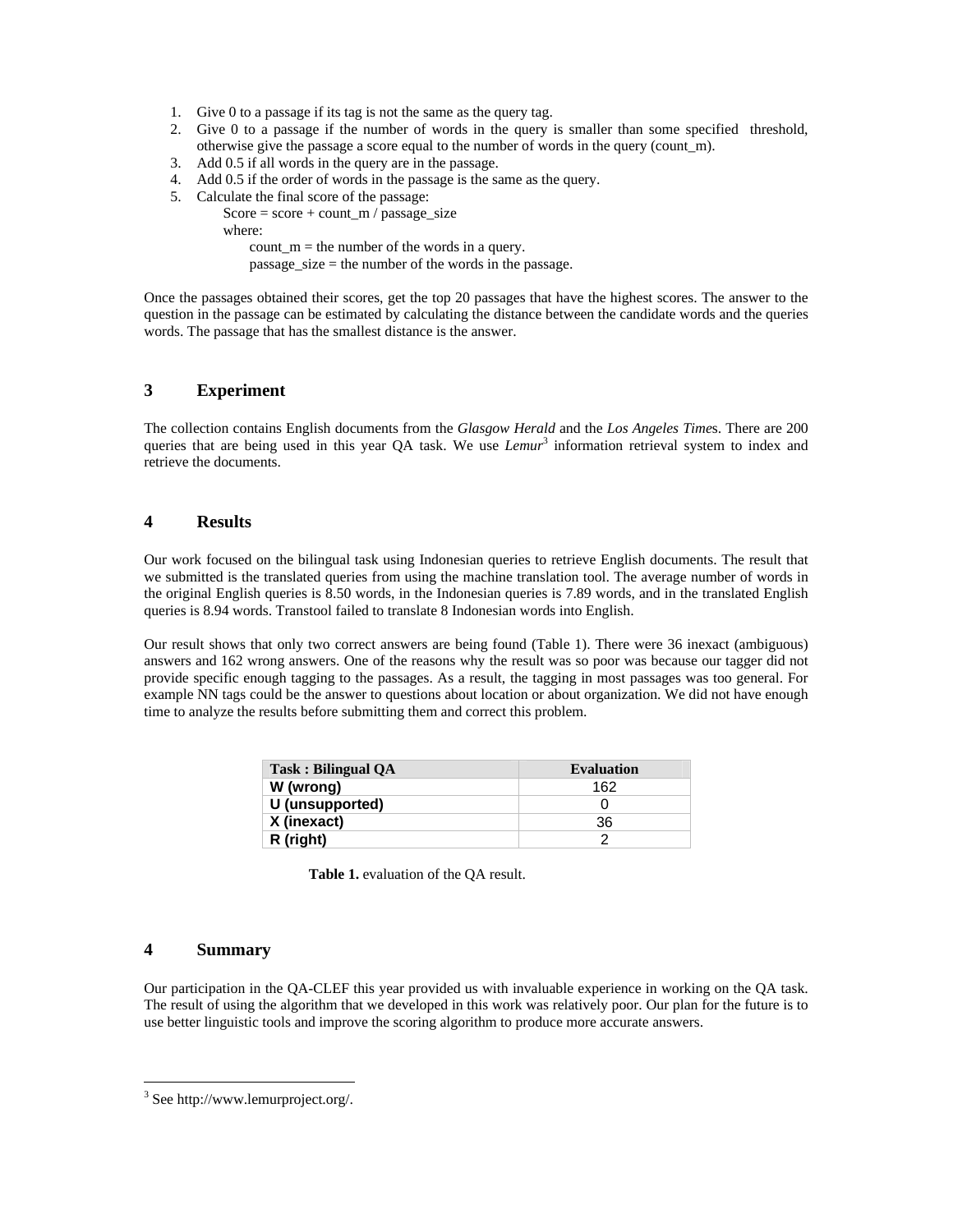1. Give 0 to a passage if its tag is not the same as the query tag.
2. Give 0 to a passage if the number of words in the query is smaller than some specified threshold, otherwise give the passage a score equal to the number of words in the query (count_m).
3. Add 0.5 if all words in the query are in the passage.
4. Add 0.5 if the order of words in the passage is the same as the query.
5. Calculate the final score of the passage:

   Score = score + count_m / passage_size

   where:

   count_m = the number of the words in a query.

   passage_size = the number of the words in the passage.

Once the passages obtained their scores, get the top 20 passages that have the highest scores. The answer to the question in the passage can be estimated by calculating the distance between the candidate words and the queries words. The passage that has the smallest distance is the answer.

## 3 Experiment

The collection contains English documents from the *Glasgow Herald* and the *Los Angeles Time*s. There are 200 queries that are being used in this year QA task. We use *Lemur*[3] information retrieval system to index and retrieve the documents.

## 4 Results

Our work focused on the bilingual task using Indonesian queries to retrieve English documents. The result that we submitted is the translated queries from using the machine translation tool. The average number of words in the original English queries is 8.50 words, in the Indonesian queries is 7.89 words, and in the translated English queries is 8.94 words. Transtool failed to translate 8 Indonesian words into English.

Our result shows that only two correct answers are being found (Table 1). There were 36 inexact (ambiguous) answers and 162 wrong answers. One of the reasons why the result was so poor was because our tagger did not provide specific enough tagging to the passages. As a result, the tagging in most passages was too general. For example NN tags could be the answer to questions about location or about organization. We did not have enough time to analyze the results before submitting them and correct this problem.

| Task : Bilingual QA | Evaluation |
|---|---|
| **W (wrong)** | 162 |
| **U (unsupported)** | 0 |
| **X (inexact)** | 36 |
| **R (right)** | 2 |

**Table 1.** evaluation of the QA result.

## 4 Summary

Our participation in the QA-CLEF this year provided us with invaluable experience in working on the QA task. The result of using the algorithm that we developed in this work was relatively poor. Our plan for the future is to use better linguistic tools and improve the scoring algorithm to produce more accurate answers.

[3] See http://www.lemurproject.org/.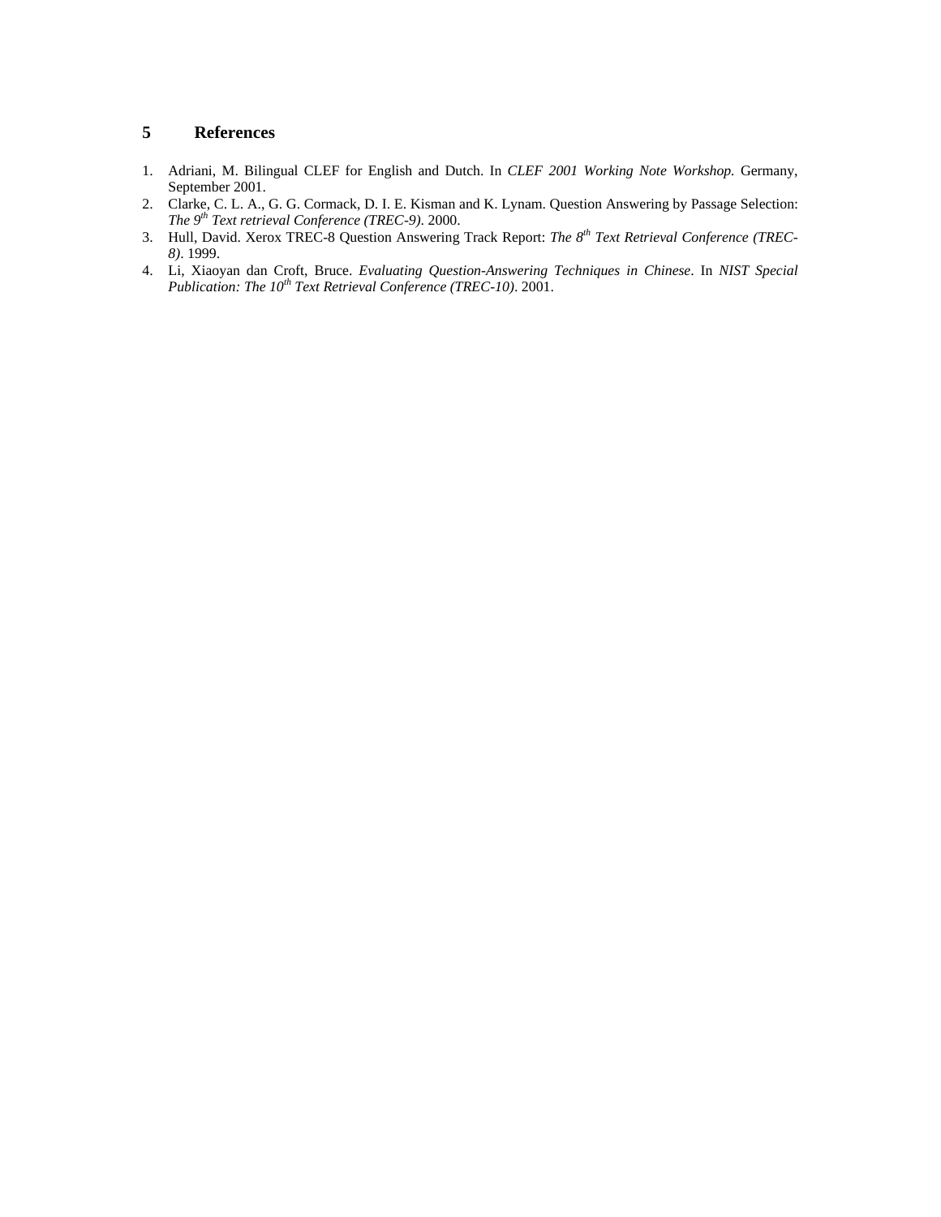## 5 References

1. Adriani, M. Bilingual CLEF for English and Dutch. In *CLEF 2001 Working Note Workshop.* Germany, September 2001.
2. Clarke, C. L. A., G. G. Cormack, D. I. E. Kisman and K. Lynam. Question Answering by Passage Selection: *The 9th Text retrieval Conference (TREC-9)*. 2000.
3. Hull, David. Xerox TREC-8 Question Answering Track Report: *The 8th Text Retrieval Conference (TREC-8)*. 1999.
4. Li, Xiaoyan dan Croft, Bruce. *Evaluating Question-Answering Techniques in Chinese*. In *NIST Special Publication: The 10th Text Retrieval Conference (TREC-10)*. 2001.